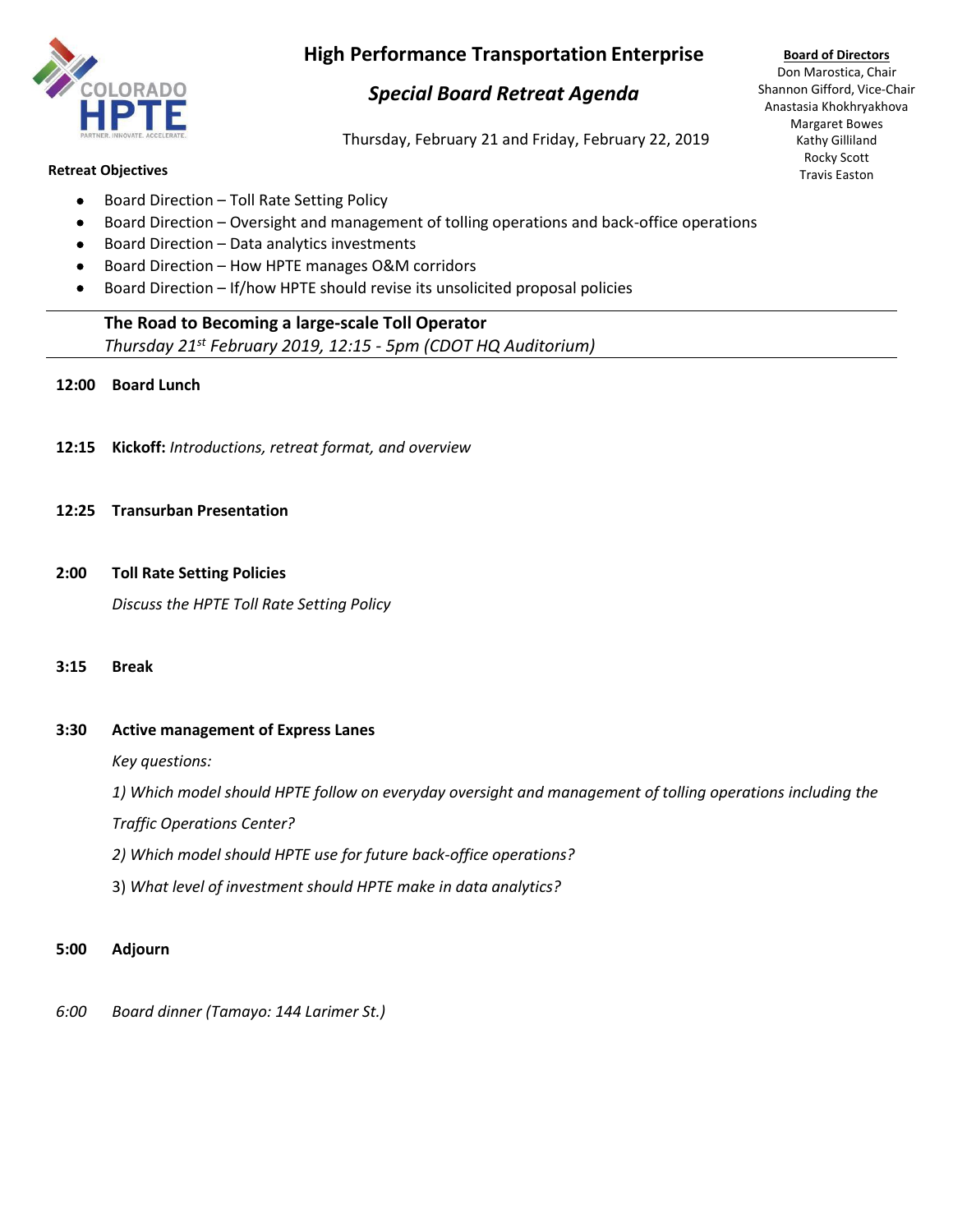# High Performance Transportation Enterprise

## *Special Board Retreat Agenda*

Thursday, February 21 and Friday, February 22, 2019

**Board of Directors**

Don Marostica, Chair
Shannon Gifford, Vice-Chair
Anastasia Khokhryakhova
Margaret Bowes
Kathy Gilliland
Rocky Scott
Travis Easton

**Retreat Objectives**

- Board Direction – Toll Rate Setting Policy
- Board Direction – Oversight and management of tolling operations and back-office operations
- Board Direction – Data analytics investments
- Board Direction – How HPTE manages O&M corridors
- Board Direction – If/how HPTE should revise its unsolicited proposal policies

---

**The Road to Becoming a large-scale Toll Operator**
*Thursday 21st February 2019, 12:15 - 5pm (CDOT HQ Auditorium)*

---

**12:00 Board Lunch**

**12:15 Kickoff:** *Introductions, retreat format, and overview*

**12:25 Transurban Presentation**

**2:00 Toll Rate Setting Policies**

*Discuss the HPTE Toll Rate Setting Policy*

**3:15 Break**

**3:30 Active management of Express Lanes**

*Key questions:*

*1) Which model should HPTE follow on everyday oversight and management of tolling operations including the Traffic Operations Center?*

*2) Which model should HPTE use for future back-office operations?*

3) *What level of investment should HPTE make in data analytics?*

**5:00 Adjourn**

*6:00 Board dinner (Tamayo: 144 Larimer St.)*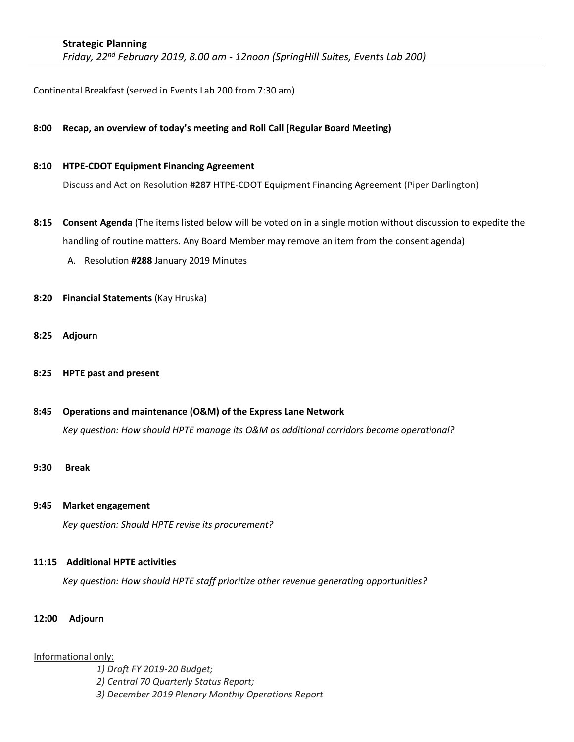**Strategic Planning**

*Friday, 22nd February 2019, 8.00 am - 12noon (SpringHill Suites, Events Lab 200)*

Continental Breakfast (served in Events Lab 200 from 7:30 am)

**8:00 Recap, an overview of today's meeting and Roll Call (Regular Board Meeting)**

**8:10 HTPE-CDOT Equipment Financing Agreement**

Discuss and Act on Resolution **#287** HTPE-CDOT Equipment Financing Agreement (Piper Darlington)

**8:15 Consent Agenda** (The items listed below will be voted on in a single motion without discussion to expedite the handling of routine matters. Any Board Member may remove an item from the consent agenda)

A. Resolution **#288** January 2019 Minutes

**8:20 Financial Statements** (Kay Hruska)

**8:25 Adjourn**

**8:25 HPTE past and present**

**8:45 Operations and maintenance (O&M) of the Express Lane Network**

*Key question: How should HPTE manage its O&M as additional corridors become operational?*

**9:30 Break**

**9:45 Market engagement**

*Key question: Should HPTE revise its procurement?*

**11:15 Additional HPTE activities**

*Key question: How should HPTE staff prioritize other revenue generating opportunities?*

**12:00 Adjourn**

Informational only:

*1) Draft FY 2019-20 Budget;*
*2) Central 70 Quarterly Status Report;*
*3) December 2019 Plenary Monthly Operations Report*